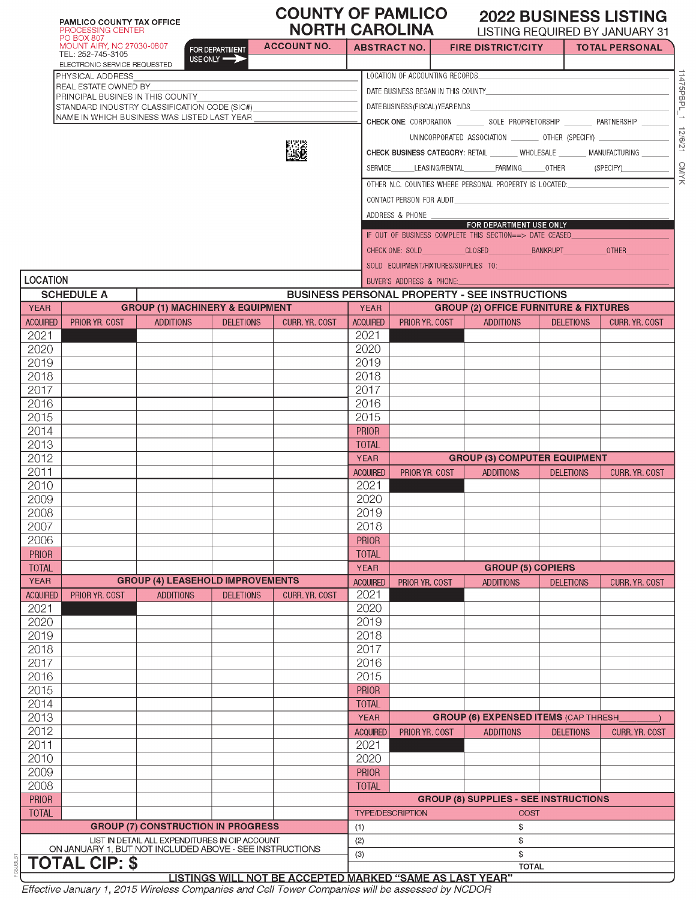PAMLICO COUNTY TAX OFFICE
PROCESSING CENTER
PO BOX 807
MOUNT AIRY, NC 27030-0807
TEL: 252-745-3105
ELECTRONIC SERVICE REQUESTED

# COUNTY OF PAMLICO NORTH CAROLINA

# 2022 BUSINESS LISTING

LISTING REQUIRED BY JANUARY 31

| FOR DEPARTMENT USE ONLY | ACCOUNT NO. | ABSTRACT NO. | FIRE DISTRICT/CITY | TOTAL PERSONAL |
|---|---|---|---|---|
| | | | | |

PHYSICAL ADDRESS\_\_\_\_\_\_\_\_
REAL ESTATE OWNED BY\_\_\_\_\_\_\_\_
PRINCIPAL BUSINES IN THIS COUNTY\_\_\_\_\_\_\_\_
STANDARD INDUSTRY CLASSIFICATION CODE (SIC#)\_\_\_\_\_\_\_\_
NAME IN WHICH BUSINESS WAS LISTED LAST YEAR\_\_\_\_\_\_\_\_

LOCATION OF ACCOUNTING RECORDS\_\_\_\_\_\_\_\_
DATE BUSINESS BEGAN IN THIS COUNTY\_\_\_\_\_\_\_\_
DATE BUSINESS (FISCAL) YEAR ENDS\_\_\_\_\_\_\_\_
CHECK ONE: CORPORATION \_\_\_\_ SOLE PROPRIETORSHIP \_\_\_\_ PARTNERSHIP \_\_\_\_ UNINCORPORATED ASSOCIATION \_\_\_\_ OTHER (SPECIFY) \_\_\_\_
CHECK BUSINESS CATEGORY: RETAIL \_\_\_\_ WHOLESALE \_\_\_\_ MANUFACTURING \_\_\_\_ SERVICE \_\_\_\_ LEASING/RENTAL \_\_\_\_ FARMING \_\_\_\_ OTHER (SPECIFY) \_\_\_\_
OTHER N.C. COUNTIES WHERE PERSONAL PROPERTY IS LOCATED:\_\_\_\_\_\_\_\_
CONTACT PERSON FOR AUDIT\_\_\_\_\_\_\_\_
ADDRESS & PHONE:\_\_\_\_\_\_\_\_

**FOR DEPARTMENT USE ONLY**

IF OUT OF BUSINESS COMPLETE THIS SECTION==> DATE CEASED\_\_\_\_\_\_\_\_
CHECK ONE: SOLD\_\_\_\_ CLOSED\_\_\_\_ BANKRUPT\_\_\_\_ OTHER\_\_\_\_
SOLD EQUIPMENT/FIXTURES/SUPPLIES TO:\_\_\_\_\_\_\_\_
BUYER'S ADDRESS & PHONE:\_\_\_\_\_\_\_\_

LOCATION

## SCHEDULE A — BUSINESS PERSONAL PROPERTY - SEE INSTRUCTIONS

### GROUP (1) MACHINERY & EQUIPMENT

| YEAR ACQUIRED | PRIOR YR. COST | ADDITIONS | DELETIONS | CURR. YR. COST |
|---|---|---|---|---|
| 2021 | | | | |
| 2020 | | | | |
| 2019 | | | | |
| 2018 | | | | |
| 2017 | | | | |
| 2016 | | | | |
| 2015 | | | | |
| 2014 | | | | |
| 2013 | | | | |
| 2012 | | | | |
| 2011 | | | | |
| 2010 | | | | |
| 2009 | | | | |
| 2008 | | | | |
| 2007 | | | | |
| 2006 | | | | |
| PRIOR | | | | |
| TOTAL | | | | |

### GROUP (2) OFFICE FURNITURE & FIXTURES

| YEAR ACQUIRED | PRIOR YR. COST | ADDITIONS | DELETIONS | CURR. YR. COST |
|---|---|---|---|---|
| 2021 | | | | |
| 2020 | | | | |
| 2019 | | | | |
| 2018 | | | | |
| 2017 | | | | |
| 2016 | | | | |
| 2015 | | | | |
| PRIOR | | | | |
| TOTAL | | | | |

### GROUP (3) COMPUTER EQUIPMENT

| YEAR ACQUIRED | PRIOR YR. COST | ADDITIONS | DELETIONS | CURR. YR. COST |
|---|---|---|---|---|
| 2021 | | | | |
| 2020 | | | | |
| 2019 | | | | |
| 2018 | | | | |
| PRIOR | | | | |
| TOTAL | | | | |

### GROUP (4) LEASEHOLD IMPROVEMENTS

| YEAR ACQUIRED | PRIOR YR. COST | ADDITIONS | DELETIONS | CURR. YR. COST |
|---|---|---|---|---|
| 2021 | | | | |
| 2020 | | | | |
| 2019 | | | | |
| 2018 | | | | |
| 2017 | | | | |
| 2016 | | | | |
| 2015 | | | | |
| 2014 | | | | |
| 2013 | | | | |
| 2012 | | | | |
| 2011 | | | | |
| 2010 | | | | |
| 2009 | | | | |
| 2008 | | | | |
| PRIOR | | | | |
| TOTAL | | | | |

### GROUP (5) COPIERS

| YEAR ACQUIRED | PRIOR YR. COST | ADDITIONS | DELETIONS | CURR. YR. COST |
|---|---|---|---|---|
| 2021 | | | | |
| 2020 | | | | |
| 2019 | | | | |
| 2018 | | | | |
| 2017 | | | | |
| 2016 | | | | |
| 2015 | | | | |
| PRIOR | | | | |
| TOTAL | | | | |

### GROUP (6) EXPENSED ITEMS (CAP THRESH\_\_\_\_\_\_)

| YEAR ACQUIRED | PRIOR YR. COST | ADDITIONS | DELETIONS | CURR. YR. COST |
|---|---|---|---|---|
| 2021 | | | | |
| 2020 | | | | |
| PRIOR | | | | |
| TOTAL | | | | |

### GROUP (7) CONSTRUCTION IN PROGRESS

LIST IN DETAIL ALL EXPENDITURES IN CIP ACCOUNT ON JANUARY 1, BUT NOT INCLUDED ABOVE - SEE INSTRUCTIONS

**TOTAL CIP: $**

### GROUP (8) SUPPLIES - SEE INSTRUCTIONS

| TYPE/DESCRIPTION | COST |
|---|---|
| (1) | $ |
| (2) | $ |
| (3) | $ |
| TOTAL | |

**LISTINGS WILL NOT BE ACCEPTED MARKED "SAME AS LAST YEAR"**

*Effective January 1, 2015 Wireless Companies and Cell Tower Companies will be assessed by NCDOR*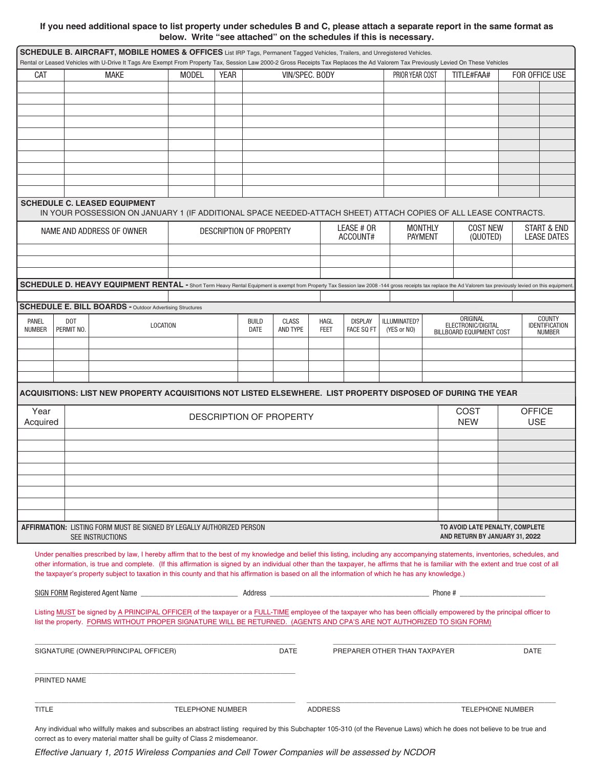**If you need additional space to list property under schedules B and C, please attach a separate report in the same format as below. Write "see attached" on the schedules if this is necessary.**

## SCHEDULE B. AIRCRAFT, MOBILE HOMES & OFFICES

List IRP Tags, Permanent Tagged Vehicles, Trailers, and Unregistered Vehicles.
Rental or Leased Vehicles with U-Drive It Tags Are Exempt From Property Tax, Session Law 2000-2 Gross Receipts Tax Replaces the Ad Valorem Tax Previously Levied On These Vehicles

| CAT | MAKE | MODEL | YEAR | VIN/SPEC. BODY | PRIOR YEAR COST | TITLE#FAA# | FOR OFFICE USE | |
|---|---|---|---|---|---|---|---|---|
| | | | | | | | | |
| | | | | | | | | |
| | | | | | | | | |
| | | | | | | | | |
| | | | | | | | | |
| | | | | | | | | |
| | | | | | | | | |
| | | | | | | | | |
| | | | | | | | | |
| | | | | | | | | |

## SCHEDULE C. LEASED EQUIPMENT

IN YOUR POSSESSION ON JANUARY 1 (IF ADDITIONAL SPACE NEEDED-ATTACH SHEET) ATTACH COPIES OF ALL LEASE CONTRACTS.

| NAME AND ADDRESS OF OWNER | DESCRIPTION OF PROPERTY | LEASE # OR ACCOUNT# | MONTHLY PAYMENT | COST NEW (QUOTED) | START & END LEASE DATES |
|---|---|---|---|---|---|
| | | | | | |
| | | | | | |
| | | | | | |

## SCHEDULE D. HEAVY EQUIPMENT RENTAL

Short Term Heavy Rental Equipment is exempt from Property Tax Session law 2008 -144 gross receipts tax replace the Ad Valorem tax previously levied on this equipment.

| | | | | | |
|---|---|---|---|---|---|
| | | | | | |

## SCHEDULE E. BILL BOARDS

Outdoor Advertising Structures

| PANEL NUMBER | DOT PERMIT NO. | LOCATION | BUILD DATE | CLASS AND TYPE | HAGL FEET | DISPLAY FACE SQ FT | ILLUMINATED? (YES or NO) | ORIGINAL ELECTRONIC/DIGITAL BILLBOARD EQUIPMENT COST | COUNTY IDENTIFICATION NUMBER |
|---|---|---|---|---|---|---|---|---|---|
| | | | | | | | | | |
| | | | | | | | | | |
| | | | | | | | | | |
| | | | | | | | | | |

## ACQUISITIONS: LIST NEW PROPERTY ACQUISITIONS NOT LISTED ELSEWHERE. LIST PROPERTY DISPOSED OF DURING THE YEAR

| Year Acquired | DESCRIPTION OF PROPERTY | COST NEW | OFFICE USE |
|---|---|---|---|
| | | | |
| | | | |
| | | | |
| | | | |
| | | | |
| | | | |
| | | | |
| | | | |

**AFFIRMATION:** LISTING FORM MUST BE SIGNED BY LEGALLY AUTHORIZED PERSON
SEE INSTRUCTIONS

**TO AVOID LATE PENALTY, COMPLETE AND RETURN BY JANUARY 31, 2022**

Under penalties prescribed by law, I hereby affirm that to the best of my knowledge and belief this listing, including any accompanying statements, inventories, schedules, and other information, is true and complete. (If this affirmation is signed by an individual other than the taxpayer, he affirms that he is familiar with the extent and true cost of all the taxpayer's property subject to taxation in this county and that his affirmation is based on all the information of which he has any knowledge.)

SIGN FORM Registered Agent Name ________________________ Address __________________________________________ Phone # ______________________

Listing MUST be signed by A PRINCIPAL OFFICER of the taxpayer or a FULL-TIME employee of the taxpayer who has been officially empowered by the principal officer to list the property. FORMS WITHOUT PROPER SIGNATURE WILL BE RETURNED. (AGENTS AND CPA'S ARE NOT AUTHORIZED TO SIGN FORM)

_______________________________________________ 
SIGNATURE (OWNER/PRINCIPAL OFFICER) DATE

_______________________________________________ 
PREPARER OTHER THAN TAXPAYER DATE

_______________________________________________ 
PRINTED NAME

_______________________________________________ 
TITLE TELEPHONE NUMBER

_______________________________________________ 
ADDRESS TELEPHONE NUMBER

Any individual who willfully makes and subscribes an abstract listing required by this Subchapter 105-310 (of the Revenue Laws) which he does not believe to be true and correct as to every material matter shall be guilty of Class 2 misdemeanor.

*Effective January 1, 2015 Wireless Companies and Cell Tower Companies will be assessed by NCDOR*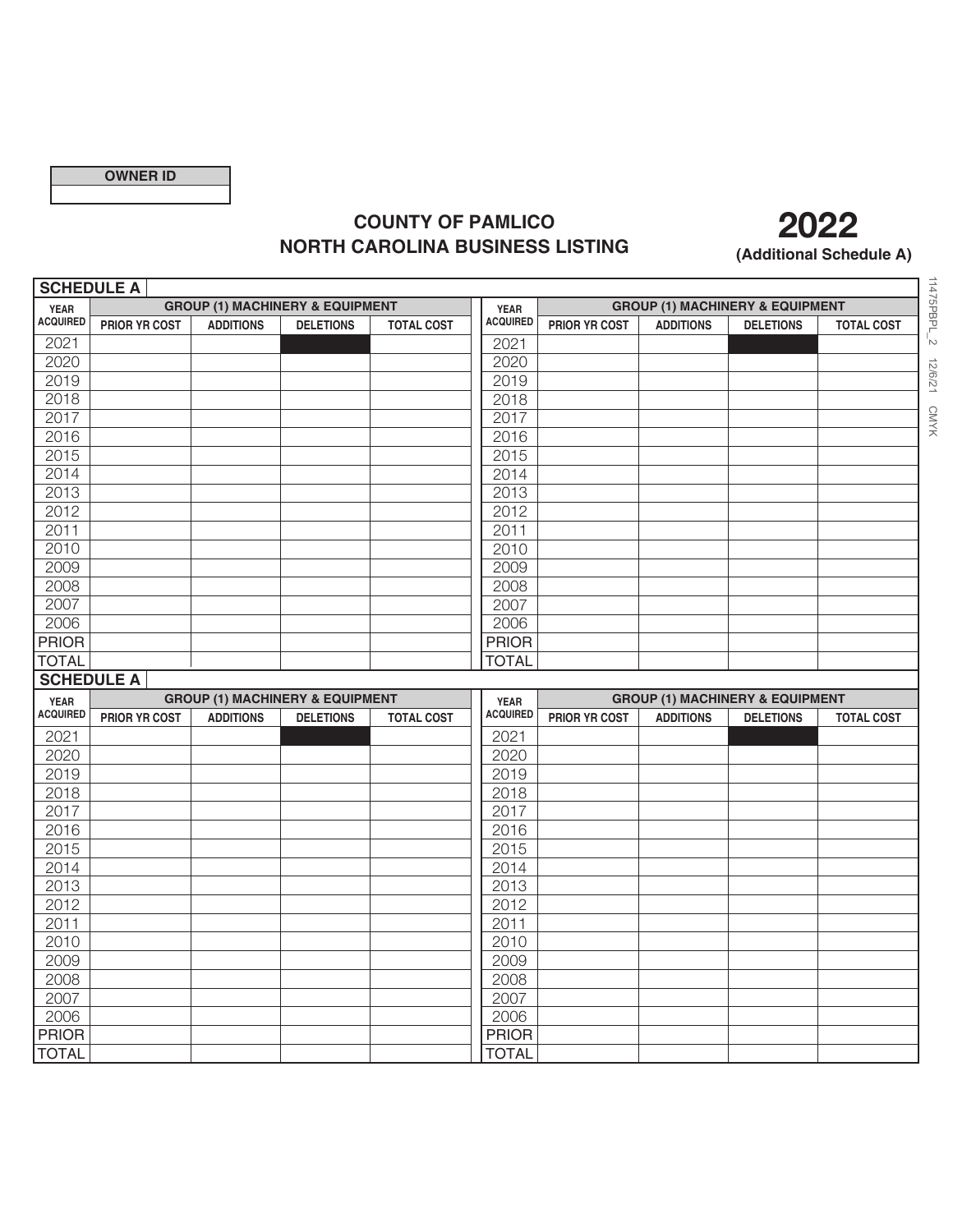| OWNER ID |
|---|
| |

# COUNTY OF PAMLICO
# NORTH CAROLINA BUSINESS LISTING

## 2022
**(Additional Schedule A)**

**SCHEDULE A**

| YEAR ACQUIRED | GROUP (1) MACHINERY & EQUIPMENT | | | |
|---|---|---|---|---|
| | PRIOR YR COST | ADDITIONS | DELETIONS | TOTAL COST |
| 2021 | | | | |
| 2020 | | | | |
| 2019 | | | | |
| 2018 | | | | |
| 2017 | | | | |
| 2016 | | | | |
| 2015 | | | | |
| 2014 | | | | |
| 2013 | | | | |
| 2012 | | | | |
| 2011 | | | | |
| 2010 | | | | |
| 2009 | | | | |
| 2008 | | | | |
| 2007 | | | | |
| 2006 | | | | |
| PRIOR | | | | |
| TOTAL | | | | |

| YEAR ACQUIRED | GROUP (1) MACHINERY & EQUIPMENT | | | |
|---|---|---|---|---|
| | PRIOR YR COST | ADDITIONS | DELETIONS | TOTAL COST |
| 2021 | | | | |
| 2020 | | | | |
| 2019 | | | | |
| 2018 | | | | |
| 2017 | | | | |
| 2016 | | | | |
| 2015 | | | | |
| 2014 | | | | |
| 2013 | | | | |
| 2012 | | | | |
| 2011 | | | | |
| 2010 | | | | |
| 2009 | | | | |
| 2008 | | | | |
| 2007 | | | | |
| 2006 | | | | |
| PRIOR | | | | |
| TOTAL | | | | |

**SCHEDULE A**

| YEAR ACQUIRED | GROUP (1) MACHINERY & EQUIPMENT | | | |
|---|---|---|---|---|
| | PRIOR YR COST | ADDITIONS | DELETIONS | TOTAL COST |
| 2021 | | | | |
| 2020 | | | | |
| 2019 | | | | |
| 2018 | | | | |
| 2017 | | | | |
| 2016 | | | | |
| 2015 | | | | |
| 2014 | | | | |
| 2013 | | | | |
| 2012 | | | | |
| 2011 | | | | |
| 2010 | | | | |
| 2009 | | | | |
| 2008 | | | | |
| 2007 | | | | |
| 2006 | | | | |
| PRIOR | | | | |
| TOTAL | | | | |

| YEAR ACQUIRED | GROUP (1) MACHINERY & EQUIPMENT | | | |
|---|---|---|---|---|
| | PRIOR YR COST | ADDITIONS | DELETIONS | TOTAL COST |
| 2021 | | | | |
| 2020 | | | | |
| 2019 | | | | |
| 2018 | | | | |
| 2017 | | | | |
| 2016 | | | | |
| 2015 | | | | |
| 2014 | | | | |
| 2013 | | | | |
| 2012 | | | | |
| 2011 | | | | |
| 2010 | | | | |
| 2009 | | | | |
| 2008 | | | | |
| 2007 | | | | |
| 2006 | | | | |
| PRIOR | | | | |
| TOTAL | | | | |

11475PBPL_2 12/6/21 CMYK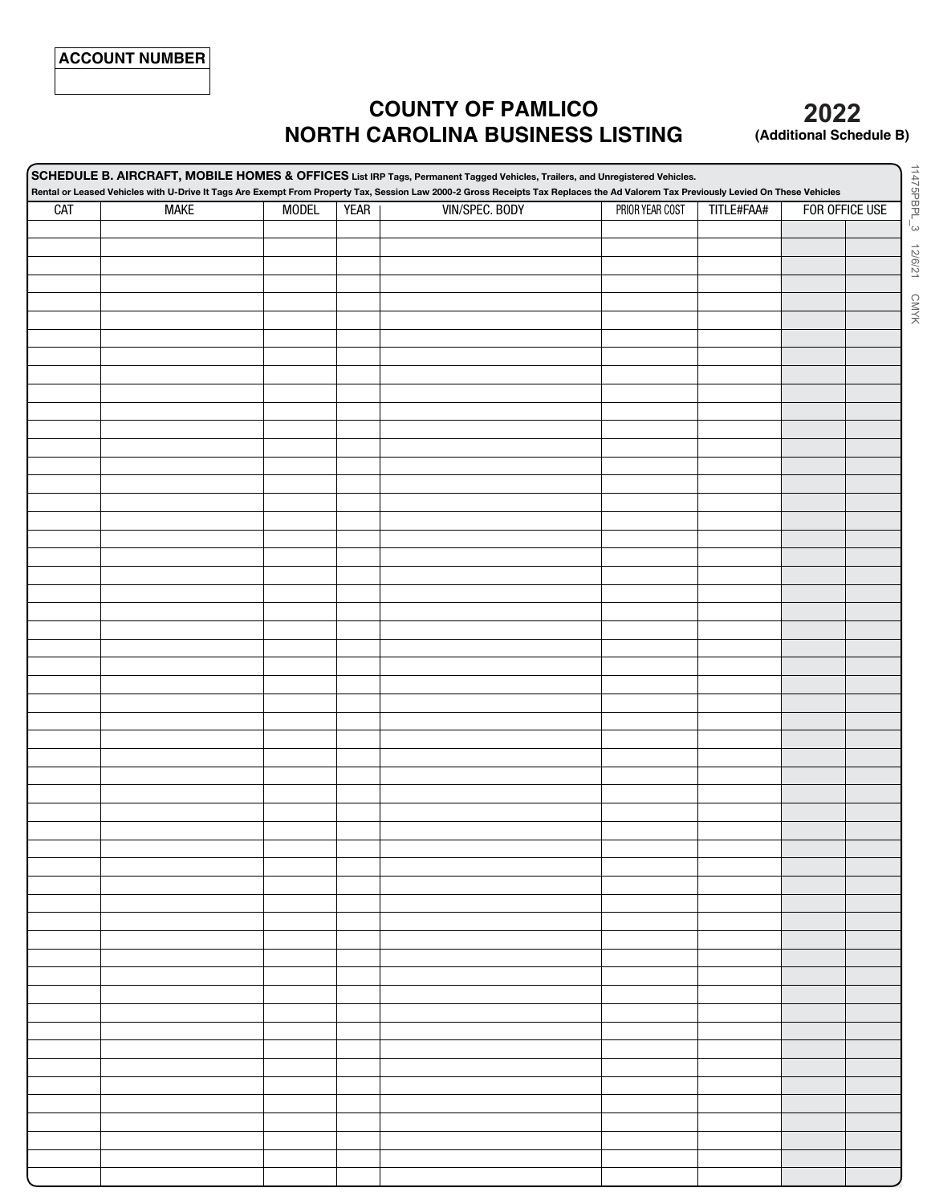| ACCOUNT NUMBER |
|---|
| |

# COUNTY OF PAMLICO
# NORTH CAROLINA BUSINESS LISTING

**2022**
**(Additional Schedule B)**

**SCHEDULE B. AIRCRAFT, MOBILE HOMES & OFFICES** **List IRP Tags, Permanent Tagged Vehicles, Trailers, and Unregistered Vehicles.**
**Rental or Leased Vehicles with U-Drive It Tags Are Exempt From Property Tax, Session Law 2000-2 Gross Receipts Tax Replaces the Ad Valorem Tax Previously Levied On These Vehicles**

| CAT | MAKE | MODEL | YEAR | VIN/SPEC. BODY | PRIOR YEAR COST | TITLE#FAA# | FOR OFFICE USE | |
|---|---|---|---|---|---|---|---|---|
| | | | | | | | | |
| | | | | | | | | |
| | | | | | | | | |
| | | | | | | | | |
| | | | | | | | | |
| | | | | | | | | |
| | | | | | | | | |
| | | | | | | | | |
| | | | | | | | | |
| | | | | | | | | |
| | | | | | | | | |
| | | | | | | | | |
| | | | | | | | | |
| | | | | | | | | |
| | | | | | | | | |
| | | | | | | | | |
| | | | | | | | | |
| | | | | | | | | |
| | | | | | | | | |
| | | | | | | | | |
| | | | | | | | | |
| | | | | | | | | |
| | | | | | | | | |
| | | | | | | | | |
| | | | | | | | | |
| | | | | | | | | |
| | | | | | | | | |
| | | | | | | | | |
| | | | | | | | | |
| | | | | | | | | |
| | | | | | | | | |
| | | | | | | | | |
| | | | | | | | | |
| | | | | | | | | |
| | | | | | | | | |
| | | | | | | | | |
| | | | | | | | | |
| | | | | | | | | |
| | | | | | | | | |
| | | | | | | | | |
| | | | | | | | | |
| | | | | | | | | |
| | | | | | | | | |
| | | | | | | | | |
| | | | | | | | | |
| | | | | | | | | |
| | | | | | | | | |
| | | | | | | | | |
| | | | | | | | | |
| | | | | | | | | |
| | | | | | | | | |

11475PBPL_3 12/6/21 CMYK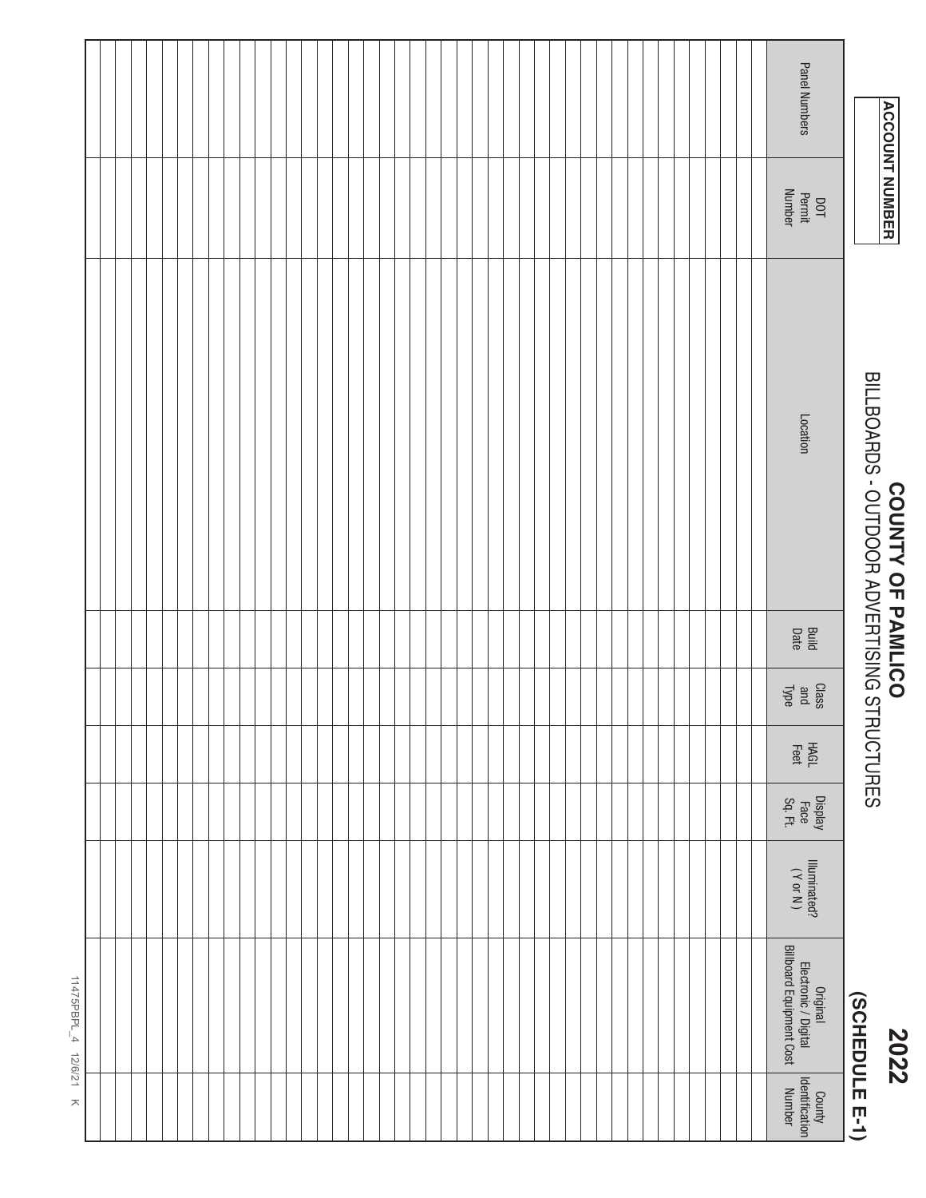# 2022

# (SCHEDULE E-1)

## COUNTY OF PAMLICO

### BILLBOARDS - OUTDOOR ADVERTISING STRUCTURES

**ACCOUNT NUMBER**

| Panel Numbers | DOT Permit Number | Location | Build Date | Class and Type | HAGL Feet | Display Face Sq. Ft. | Illuminated? ( Y or N ) | Original Electronic / Digital Billboard Equipment Cost | County Identification Number |
|---|---|---|---|---|---|---|---|---|---|
| | | | | | | | | | |
| | | | | | | | | | |
| | | | | | | | | | |
| | | | | | | | | | |
| | | | | | | | | | |
| | | | | | | | | | |
| | | | | | | | | | |
| | | | | | | | | | |
| | | | | | | | | | |
| | | | | | | | | | |
| | | | | | | | | | |
| | | | | | | | | | |
| | | | | | | | | | |
| | | | | | | | | | |
| | | | | | | | | | |
| | | | | | | | | | |
| | | | | | | | | | |
| | | | | | | | | | |
| | | | | | | | | | |
| | | | | | | | | | |
| | | | | | | | | | |
| | | | | | | | | | |
| | | | | | | | | | |
| | | | | | | | | | |
| | | | | | | | | | |
| | | | | | | | | | |
| | | | | | | | | | |
| | | | | | | | | | |
| | | | | | | | | | |
| | | | | | | | | | |
| | | | | | | | | | |
| | | | | | | | | | |
| | | | | | | | | | |
| | | | | | | | | | |
| | | | | | | | | | |
| | | | | | | | | | |
| | | | | | | | | | |
| | | | | | | | | | |
| | | | | | | | | | |
| | | | | | | | | | |
| | | | | | | | | | |

11475PBPL_4 12/6/21 K